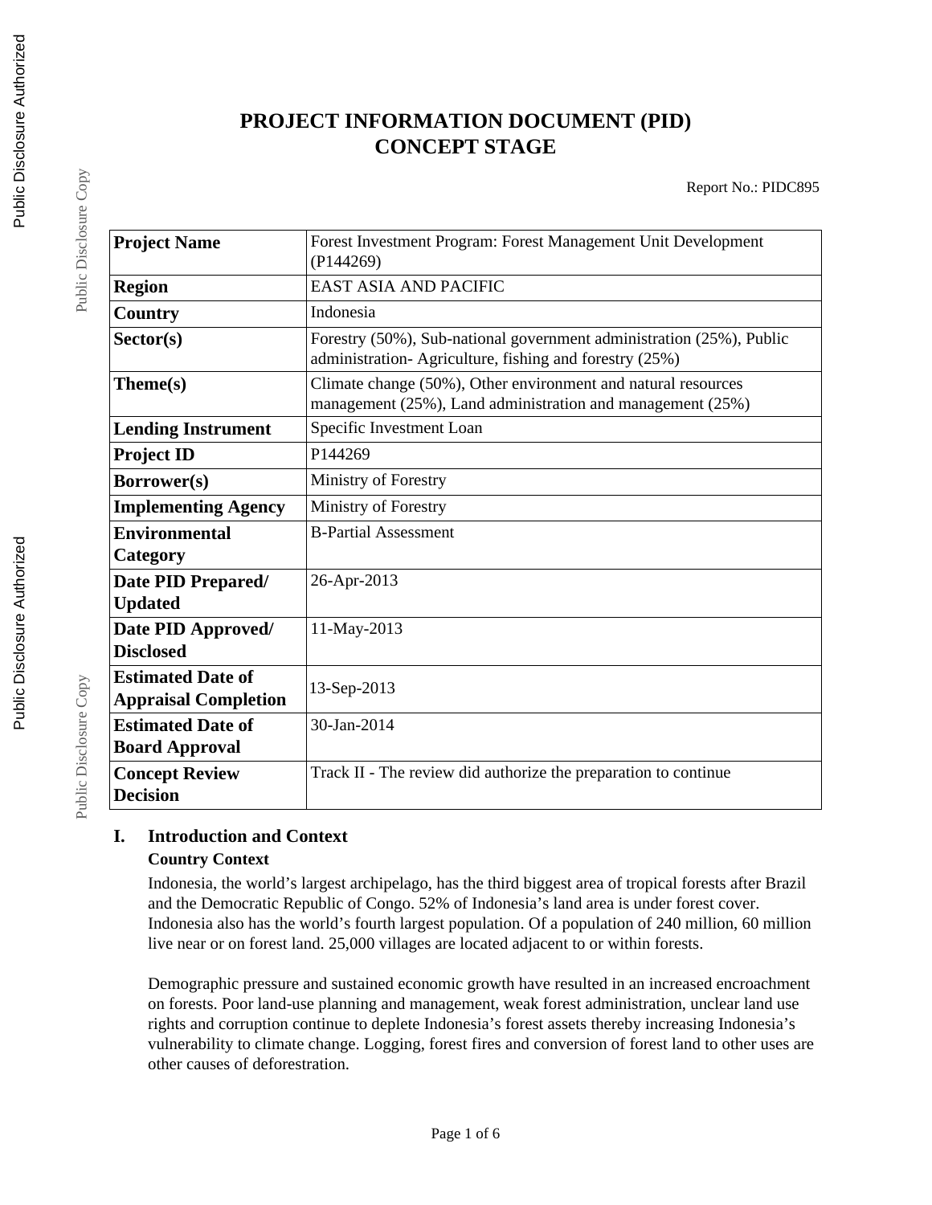# PROJECT INFORMATION DOCUMENT (PID)
# CONCEPT STAGE

Report No.: PIDC895

| | |
|---|---|
| **Project Name** | Forest Investment Program: Forest Management Unit Development (P144269) |
| **Region** | EAST ASIA AND PACIFIC |
| **Country** | Indonesia |
| **Sector(s)** | Forestry (50%), Sub-national government administration (25%), Public administration- Agriculture, fishing and forestry (25%) |
| **Theme(s)** | Climate change (50%), Other environment and natural resources management (25%), Land administration and management (25%) |
| **Lending Instrument** | Specific Investment Loan |
| **Project ID** | P144269 |
| **Borrower(s)** | Ministry of Forestry |
| **Implementing Agency** | Ministry of Forestry |
| **Environmental Category** | B-Partial Assessment |
| **Date PID Prepared/ Updated** | 26-Apr-2013 |
| **Date PID Approved/ Disclosed** | 11-May-2013 |
| **Estimated Date of Appraisal Completion** | 13-Sep-2013 |
| **Estimated Date of Board Approval** | 30-Jan-2014 |
| **Concept Review Decision** | Track II - The review did authorize the preparation to continue |

## I. Introduction and Context

### Country Context

Indonesia, the world's largest archipelago, has the third biggest area of tropical forests after Brazil and the Democratic Republic of Congo. 52% of Indonesia's land area is under forest cover. Indonesia also has the world's fourth largest population. Of a population of 240 million, 60 million live near or on forest land. 25,000 villages are located adjacent to or within forests.

Demographic pressure and sustained economic growth have resulted in an increased encroachment on forests. Poor land-use planning and management, weak forest administration, unclear land use rights and corruption continue to deplete Indonesia's forest assets thereby increasing Indonesia's vulnerability to climate change. Logging, forest fires and conversion of forest land to other uses are other causes of deforestation.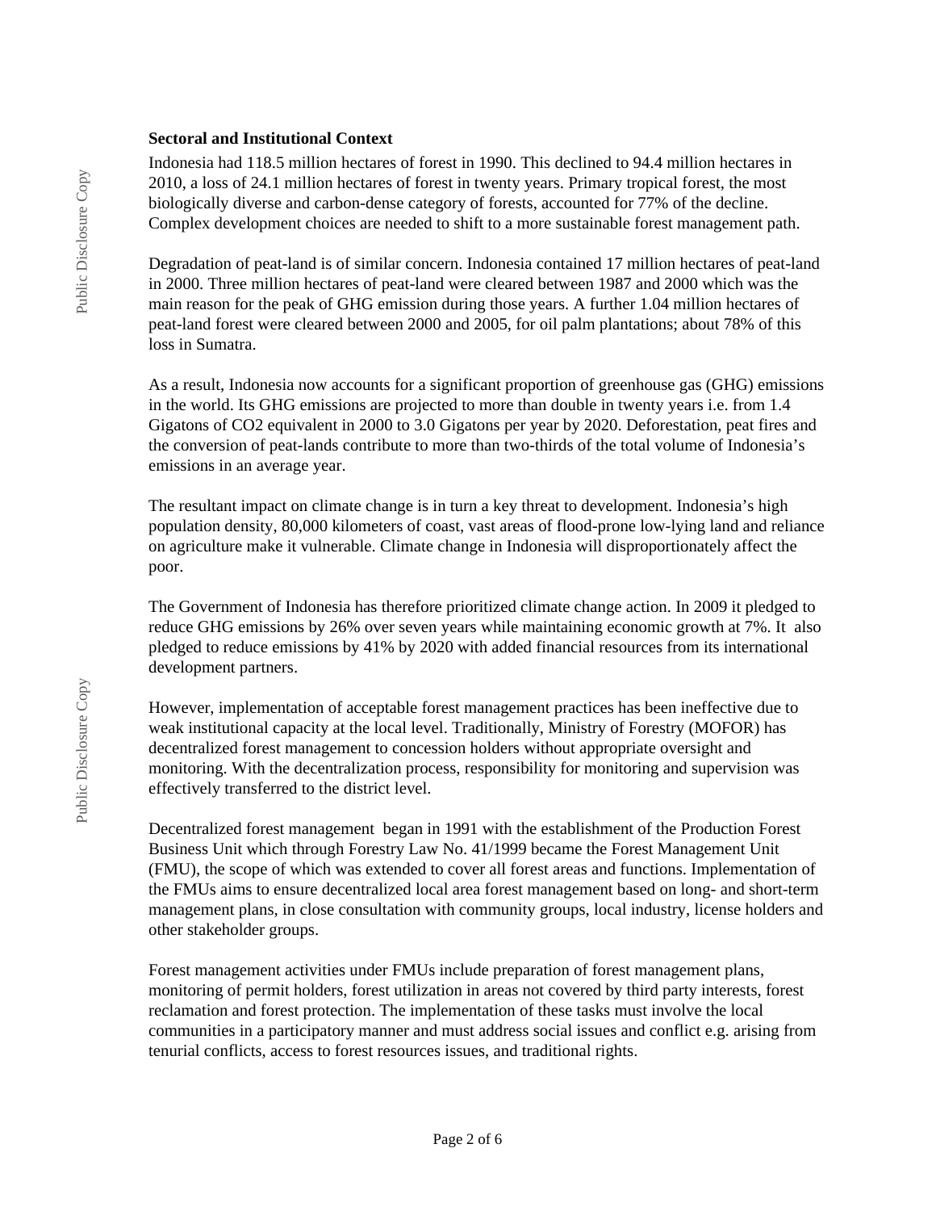**Sectoral and Institutional Context**

Indonesia had 118.5 million hectares of forest in 1990. This declined to 94.4 million hectares in 2010, a loss of 24.1 million hectares of forest in twenty years. Primary tropical forest, the most biologically diverse and carbon-dense category of forests, accounted for 77% of the decline. Complex development choices are needed to shift to a more sustainable forest management path.

Degradation of peat-land is of similar concern. Indonesia contained 17 million hectares of peat-land in 2000. Three million hectares of peat-land were cleared between 1987 and 2000 which was the main reason for the peak of GHG emission during those years. A further 1.04 million hectares of peat-land forest were cleared between 2000 and 2005, for oil palm plantations; about 78% of this loss in Sumatra.

As a result, Indonesia now accounts for a significant proportion of greenhouse gas (GHG) emissions in the world. Its GHG emissions are projected to more than double in twenty years i.e. from 1.4 Gigatons of $CO_2$ equivalent in 2000 to 3.0 Gigatons per year by 2020. Deforestation, peat fires and the conversion of peat-lands contribute to more than two-thirds of the total volume of Indonesia's emissions in an average year.

The resultant impact on climate change is in turn a key threat to development. Indonesia's high population density, 80,000 kilometers of coast, vast areas of flood-prone low-lying land and reliance on agriculture make it vulnerable. Climate change in Indonesia will disproportionately affect the poor.

The Government of Indonesia has therefore prioritized climate change action. In 2009 it pledged to reduce GHG emissions by 26% over seven years while maintaining economic growth at 7%. It also pledged to reduce emissions by 41% by 2020 with added financial resources from its international development partners.

However, implementation of acceptable forest management practices has been ineffective due to weak institutional capacity at the local level. Traditionally, Ministry of Forestry (MOFOR) has decentralized forest management to concession holders without appropriate oversight and monitoring. With the decentralization process, responsibility for monitoring and supervision was effectively transferred to the district level.

Decentralized forest management began in 1991 with the establishment of the Production Forest Business Unit which through Forestry Law No. 41/1999 became the Forest Management Unit (FMU), the scope of which was extended to cover all forest areas and functions. Implementation of the FMUs aims to ensure decentralized local area forest management based on long- and short-term management plans, in close consultation with community groups, local industry, license holders and other stakeholder groups.

Forest management activities under FMUs include preparation of forest management plans, monitoring of permit holders, forest utilization in areas not covered by third party interests, forest reclamation and forest protection. The implementation of these tasks must involve the local communities in a participatory manner and must address social issues and conflict e.g. arising from tenurial conflicts, access to forest resources issues, and traditional rights.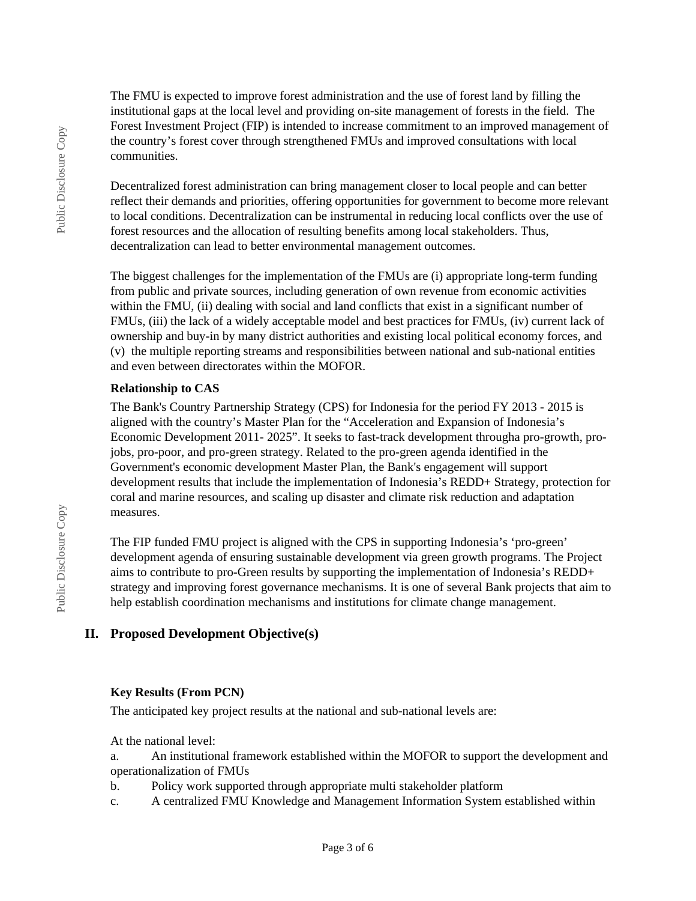The FMU is expected to improve forest administration and the use of forest land by filling the institutional gaps at the local level and providing on-site management of forests in the field. The Forest Investment Project (FIP) is intended to increase commitment to an improved management of the country's forest cover through strengthened FMUs and improved consultations with local communities.

Decentralized forest administration can bring management closer to local people and can better reflect their demands and priorities, offering opportunities for government to become more relevant to local conditions. Decentralization can be instrumental in reducing local conflicts over the use of forest resources and the allocation of resulting benefits among local stakeholders. Thus, decentralization can lead to better environmental management outcomes.

The biggest challenges for the implementation of the FMUs are (i) appropriate long-term funding from public and private sources, including generation of own revenue from economic activities within the FMU, (ii) dealing with social and land conflicts that exist in a significant number of FMUs, (iii) the lack of a widely acceptable model and best practices for FMUs, (iv) current lack of ownership and buy-in by many district authorities and existing local political economy forces, and (v) the multiple reporting streams and responsibilities between national and sub-national entities and even between directorates within the MOFOR.

**Relationship to CAS**

The Bank's Country Partnership Strategy (CPS) for Indonesia for the period FY 2013 - 2015 is aligned with the country's Master Plan for the "Acceleration and Expansion of Indonesia's Economic Development 2011- 2025". It seeks to fast-track development througha pro-growth, pro-jobs, pro-poor, and pro-green strategy. Related to the pro-green agenda identified in the Government's economic development Master Plan, the Bank's engagement will support development results that include the implementation of Indonesia's REDD+ Strategy, protection for coral and marine resources, and scaling up disaster and climate risk reduction and adaptation measures.

The FIP funded FMU project is aligned with the CPS in supporting Indonesia's 'pro-green' development agenda of ensuring sustainable development via green growth programs. The Project aims to contribute to pro-Green results by supporting the implementation of Indonesia's REDD+ strategy and improving forest governance mechanisms. It is one of several Bank projects that aim to help establish coordination mechanisms and institutions for climate change management.

## II. Proposed Development Objective(s)

**Key Results (From PCN)**

The anticipated key project results at the national and sub-national levels are:

At the national level:

a. An institutional framework established within the MOFOR to support the development and operationalization of FMUs

b. Policy work supported through appropriate multi stakeholder platform

c. A centralized FMU Knowledge and Management Information System established within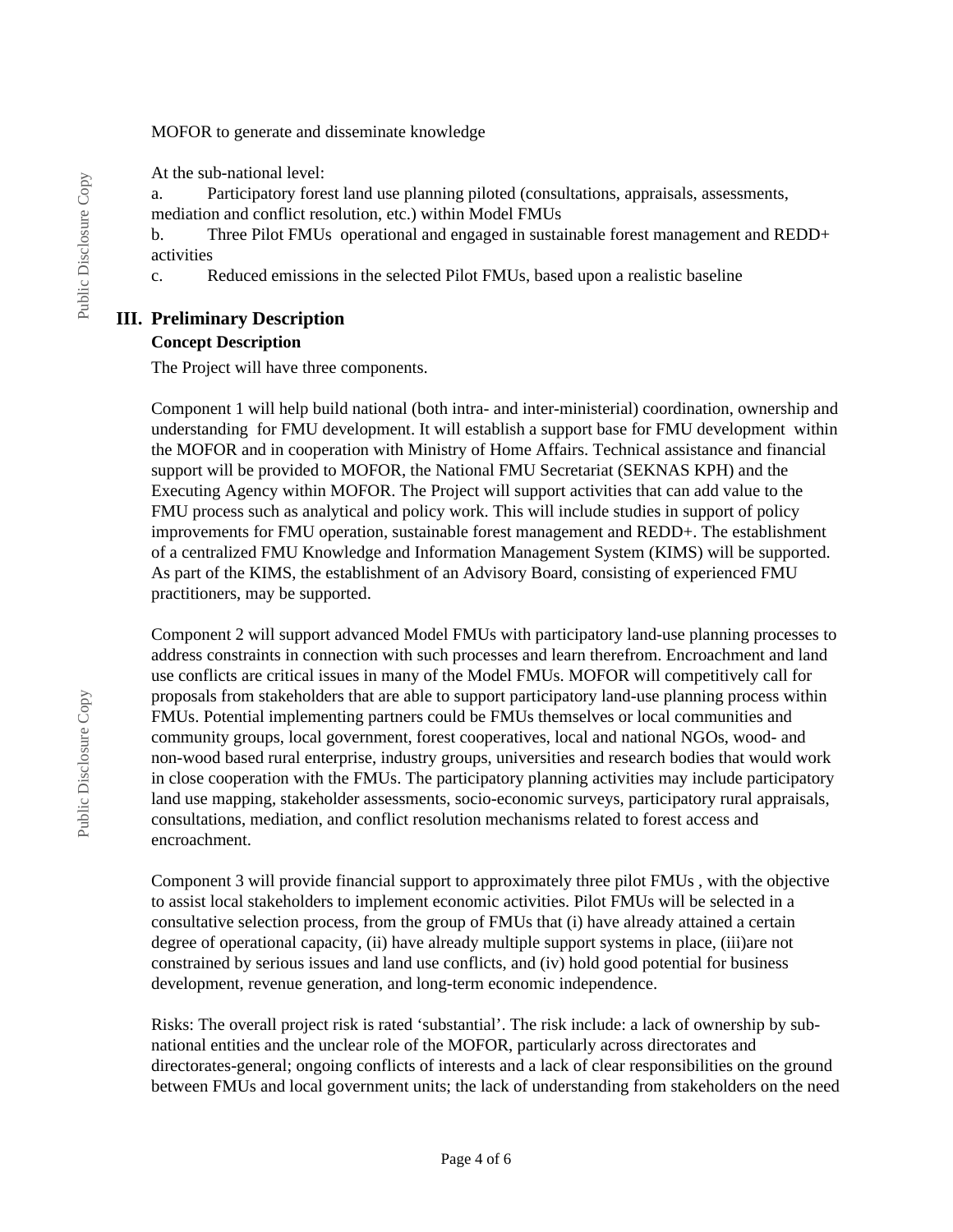MOFOR to generate and disseminate knowledge

At the sub-national level:

a. Participatory forest land use planning piloted (consultations, appraisals, assessments, mediation and conflict resolution, etc.) within Model FMUs

b. Three Pilot FMUs operational and engaged in sustainable forest management and REDD+ activities

c. Reduced emissions in the selected Pilot FMUs, based upon a realistic baseline

## III. Preliminary Description

### Concept Description

The Project will have three components.

Component 1 will help build national (both intra- and inter-ministerial) coordination, ownership and understanding for FMU development. It will establish a support base for FMU development within the MOFOR and in cooperation with Ministry of Home Affairs. Technical assistance and financial support will be provided to MOFOR, the National FMU Secretariat (SEKNAS KPH) and the Executing Agency within MOFOR. The Project will support activities that can add value to the FMU process such as analytical and policy work. This will include studies in support of policy improvements for FMU operation, sustainable forest management and REDD+. The establishment of a centralized FMU Knowledge and Information Management System (KIMS) will be supported. As part of the KIMS, the establishment of an Advisory Board, consisting of experienced FMU practitioners, may be supported.

Component 2 will support advanced Model FMUs with participatory land-use planning processes to address constraints in connection with such processes and learn therefrom. Encroachment and land use conflicts are critical issues in many of the Model FMUs. MOFOR will competitively call for proposals from stakeholders that are able to support participatory land-use planning process within FMUs. Potential implementing partners could be FMUs themselves or local communities and community groups, local government, forest cooperatives, local and national NGOs, wood- and non-wood based rural enterprise, industry groups, universities and research bodies that would work in close cooperation with the FMUs. The participatory planning activities may include participatory land use mapping, stakeholder assessments, socio-economic surveys, participatory rural appraisals, consultations, mediation, and conflict resolution mechanisms related to forest access and encroachment.

Component 3 will provide financial support to approximately three pilot FMUs , with the objective to assist local stakeholders to implement economic activities. Pilot FMUs will be selected in a consultative selection process, from the group of FMUs that (i) have already attained a certain degree of operational capacity, (ii) have already multiple support systems in place, (iii)are not constrained by serious issues and land use conflicts, and (iv) hold good potential for business development, revenue generation, and long-term economic independence.

Risks: The overall project risk is rated 'substantial'. The risk include: a lack of ownership by sub-national entities and the unclear role of the MOFOR, particularly across directorates and directorates-general; ongoing conflicts of interests and a lack of clear responsibilities on the ground between FMUs and local government units; the lack of understanding from stakeholders on the need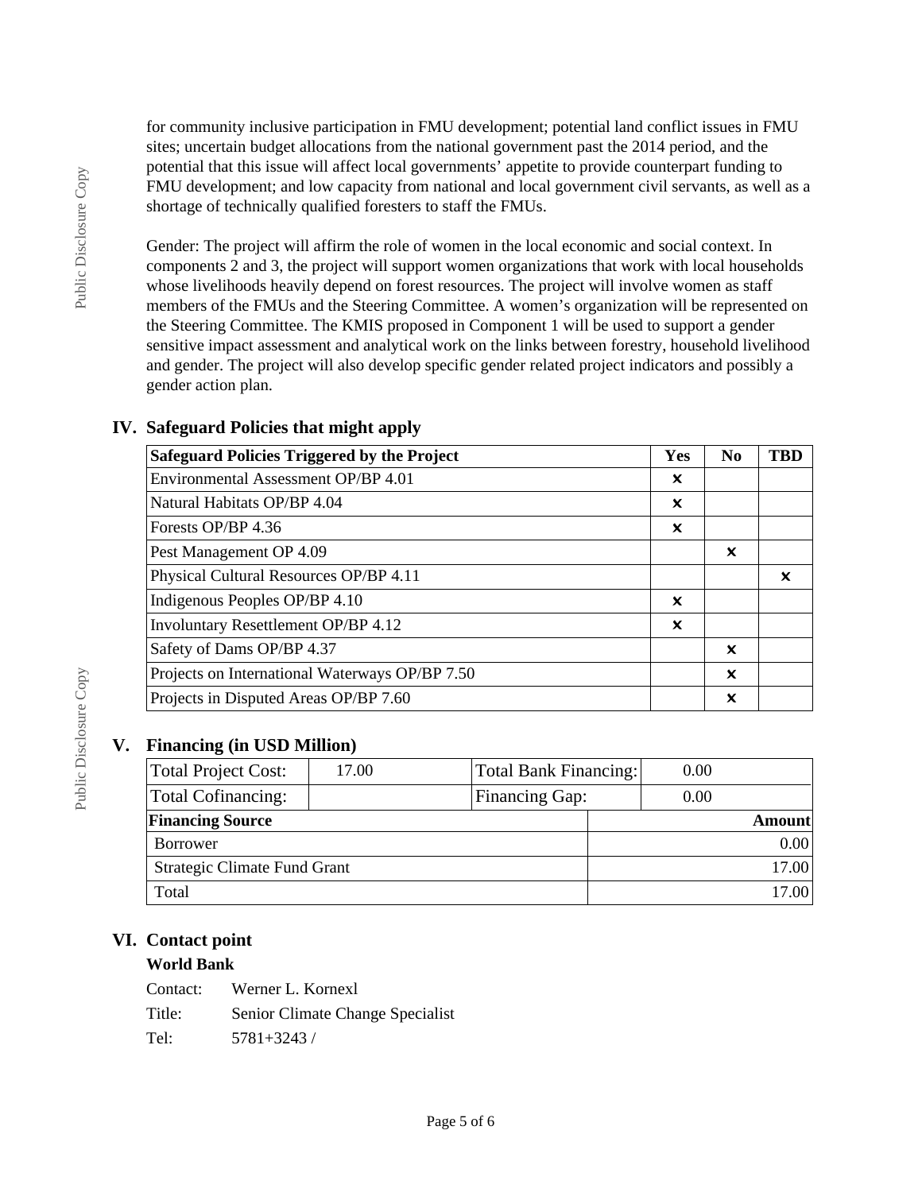for community inclusive participation in FMU development; potential land conflict issues in FMU sites; uncertain budget allocations from the national government past the 2014 period, and the potential that this issue will affect local governments' appetite to provide counterpart funding to FMU development; and low capacity from national and local government civil servants, as well as a shortage of technically qualified foresters to staff the FMUs.

Gender: The project will affirm the role of women in the local economic and social context. In components 2 and 3, the project will support women organizations that work with local households whose livelihoods heavily depend on forest resources. The project will involve women as staff members of the FMUs and the Steering Committee. A women's organization will be represented on the Steering Committee. The KMIS proposed in Component 1 will be used to support a gender sensitive impact assessment and analytical work on the links between forestry, household livelihood and gender. The project will also develop specific gender related project indicators and possibly a gender action plan.

## IV. Safeguard Policies that might apply

| Safeguard Policies Triggered by the Project | Yes | No | TBD |
|---|---|---|---|
| Environmental Assessment OP/BP 4.01 | ✖ | | |
| Natural Habitats OP/BP 4.04 | ✖ | | |
| Forests OP/BP 4.36 | ✖ | | |
| Pest Management OP 4.09 | | ✖ | |
| Physical Cultural Resources OP/BP 4.11 | | | ✖ |
| Indigenous Peoples OP/BP 4.10 | ✖ | | |
| Involuntary Resettlement OP/BP 4.12 | ✖ | | |
| Safety of Dams OP/BP 4.37 | | ✖ | |
| Projects on International Waterways OP/BP 7.50 | | ✖ | |
| Projects in Disputed Areas OP/BP 7.60 | | ✖ | |

## V. Financing (in USD Million)

| Total Project Cost: | 17.00 | Total Bank Financing: | 0.00 |
|---|---|---|---|
| Total Cofinancing: | | Financing Gap: | 0.00 |

| Financing Source | Amount |
|---|---|
| Borrower | 0.00 |
| Strategic Climate Fund Grant | 17.00 |
| Total | 17.00 |

## VI. Contact point

**World Bank**

Contact: Werner L. Kornexl
Title: Senior Climate Change Specialist
Tel: 5781+3243 /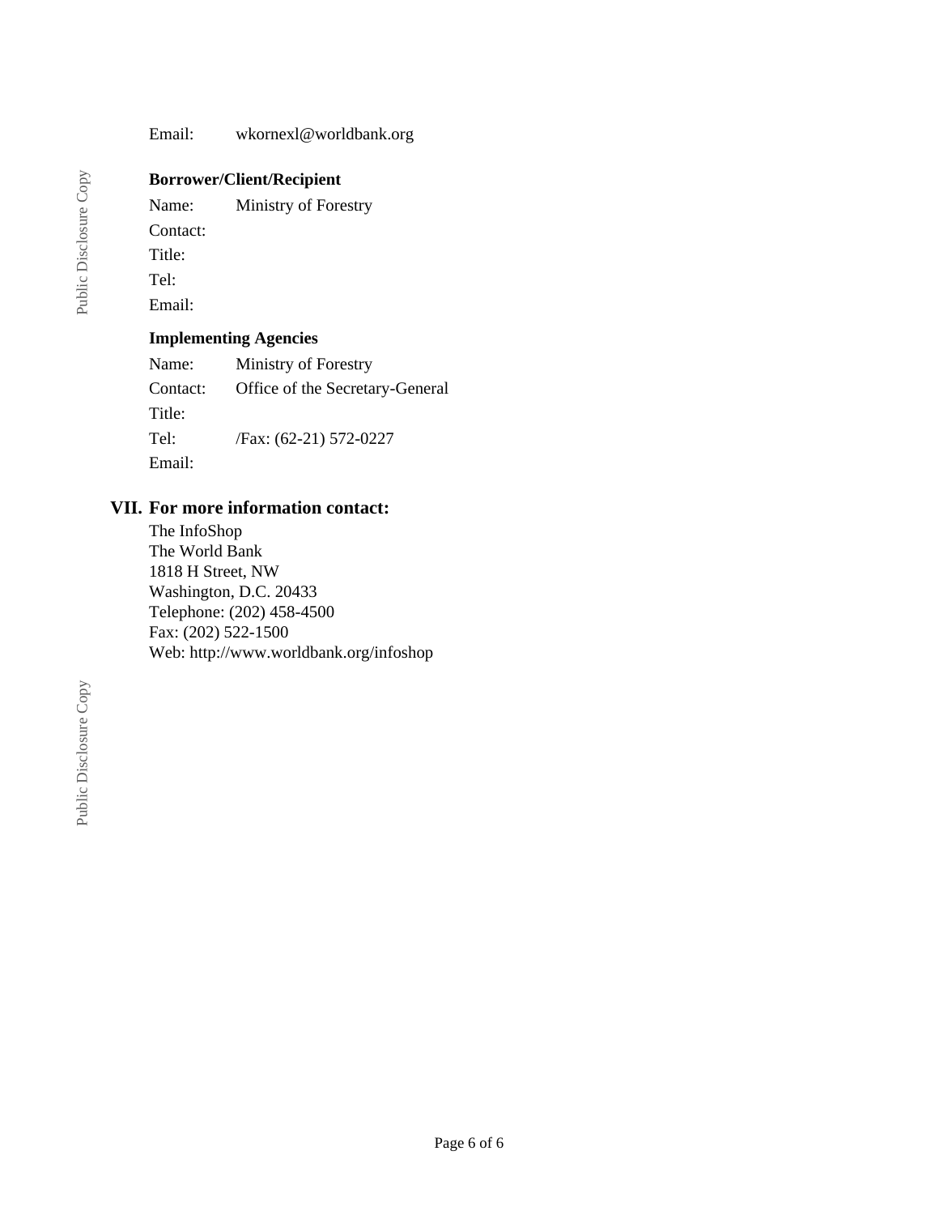Email: wkornexl@worldbank.org

**Borrower/Client/Recipient**

Name: Ministry of Forestry

Contact:

Title:

Tel:

Email:

**Implementing Agencies**

Name: Ministry of Forestry

Contact: Office of the Secretary-General

Title:

Tel: /Fax: (62-21) 572-0227

Email:

## VII. For more information contact:

The InfoShop
The World Bank
1818 H Street, NW
Washington, D.C. 20433
Telephone: (202) 458-4500
Fax: (202) 522-1500
Web: http://www.worldbank.org/infoshop